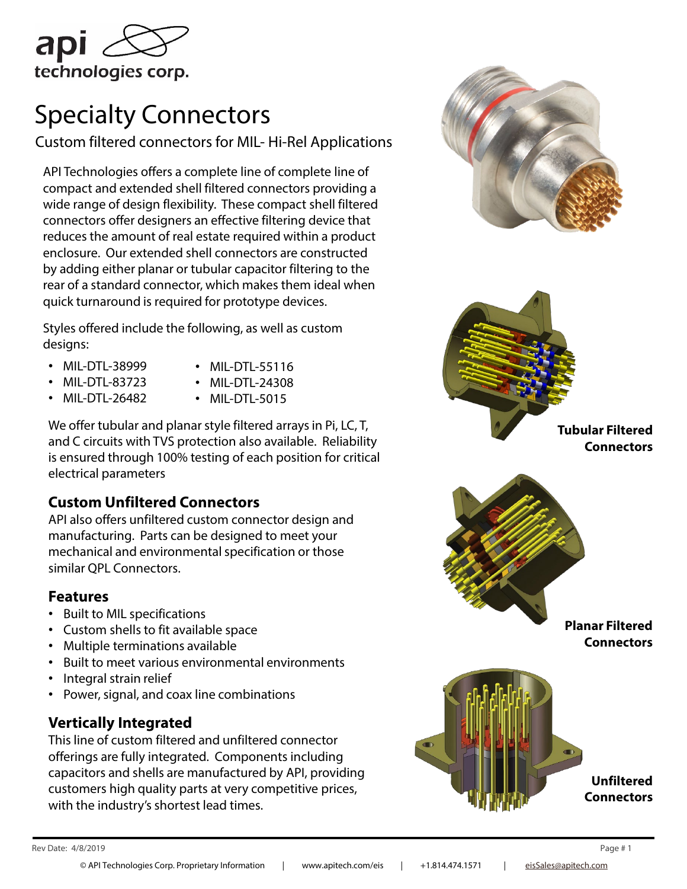api technologies corp.

# Specialty Connectors

Custom filtered connectors for MIL- Hi-Rel Applications

API Technologies offers a complete line of complete line of compact and extended shell filtered connectors providing a wide range of design flexibility. These compact shell filtered connectors offer designers an effective filtering device that reduces the amount of real estate required within a product enclosure. Our extended shell connectors are constructed by adding either planar or tubular capacitor filtering to the rear of a standard connector, which makes them ideal when quick turnaround is required for prototype devices.

Styles offered include the following, as well as custom designs:

- MIL-DTL-38999
- MIL-DTL-83723
- MIL-DTL-26482
- MIL-DTL-55116
- MIL-DTL-24308
- MIL-DTL-5015

We offer tubular and planar style filtered arrays in Pi, LC, T, and C circuits with TVS protection also available. Reliability is ensured through 100% testing of each position for critical electrical parameters

## Custom Unfiltered Connectors

API also offers unfiltered custom connector design and manufacturing. Parts can be designed to meet your mechanical and environmental specification or those similar QPL Connectors.

## Features

- Built to MIL specifications
- Custom shells to fit available space
- Multiple terminations available
- Built to meet various environmental environments
- Integral strain relief
- Power, signal, and coax line combinations

## Vertically Integrated

This line of custom filtered and unfiltered connector offerings are fully integrated. Components including capacitors and shells are manufactured by API, providing customers high quality parts at very competitive prices, with the industry's shortest lead times.

**Tubular Filtered Connectors**

**Planar Filtered Connectors**

**Unfiltered Connectors**

Rev Date: 4/8/2019

© API Technologies Corp. Proprietary Information | www.apitech.com/eis | +1.814.474.1571 | eisSales@apitech.com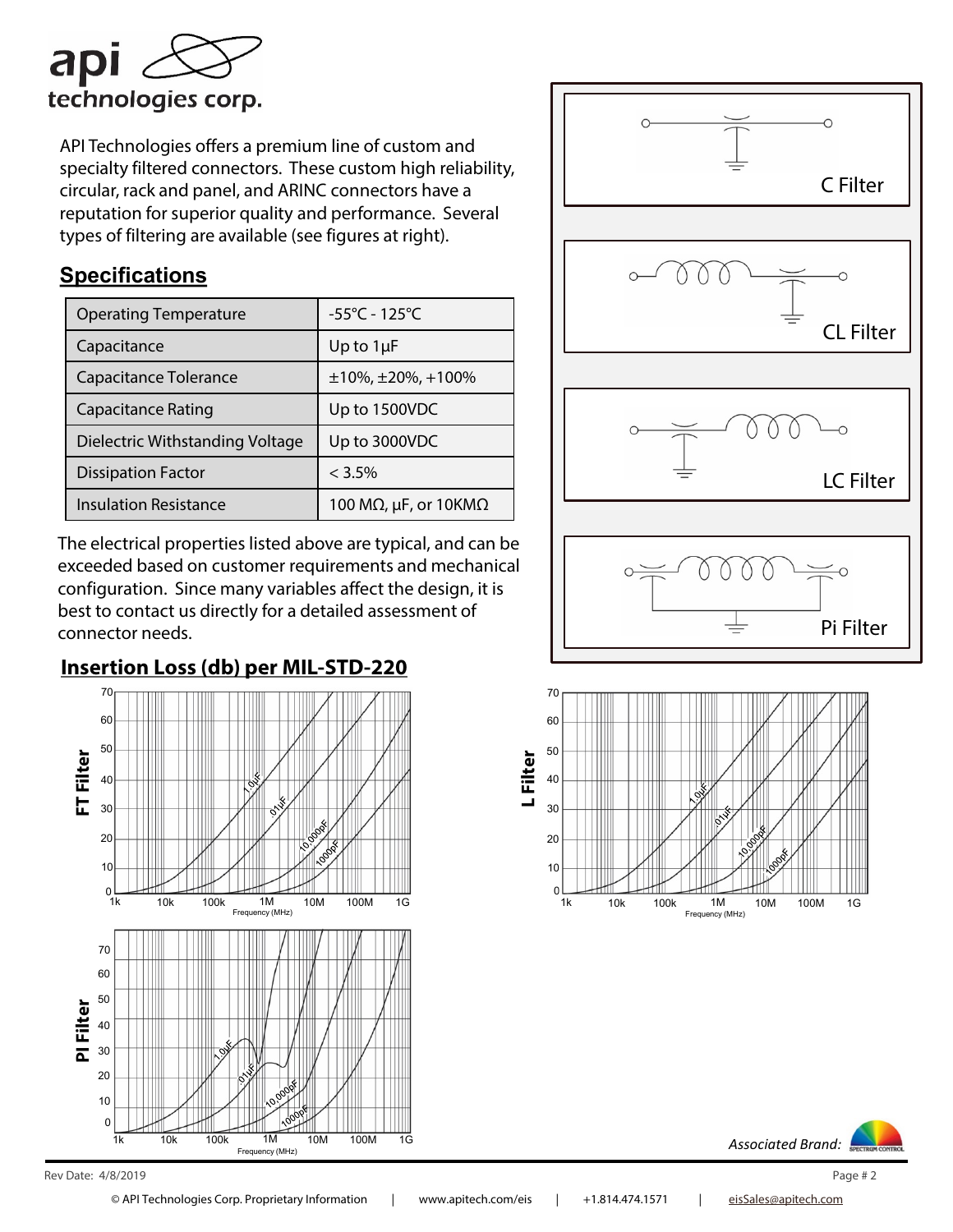api technologies corp.

API Technologies offers a premium line of custom and specialty filtered connectors. These custom high reliability, circular, rack and panel, and ARINC connectors have a reputation for superior quality and performance. Several types of filtering are available (see figures at right).

## Specifications

| | |
|---|---|
| Operating Temperature | -55°C - 125°C |
| Capacitance | Up to 1μF |
| Capacitance Tolerance | ±10%, ±20%, +100% |
| Capacitance Rating | Up to 1500VDC |
| Dielectric Withstanding Voltage | Up to 3000VDC |
| Dissipation Factor | < 3.5% |
| Insulation Resistance | 100 MΩ, μF, or 10KMΩ |

The electrical properties listed above are typical, and can be exceeded based on customer requirements and mechanical configuration. Since many variables affect the design, it is best to contact us directly for a detailed assessment of connector needs.

C Filter

CL Filter

LC Filter

Pi Filter

## Insertion Loss (db) per MIL-STD-220

FT Filter

0 10 20 30 40 50 60 70

1k 10k 100k 1M 10M 100M 1G

Frequency (MHz)

1.0μF .01μF 10,000pF 1000pF

L Filter

0 10 20 30 40 50 60 70

1k 10k 100k 1M 10M 100M 1G

Frequency (MHz)

1.0μF .01μF 10,000pF 1000pF

PI Filter

0 10 20 30 40 50 60 70

1k 10k 100k 1M 10M 100M 1G

Frequency (MHz)

1.0μF .01μF 10,000pF 1000pF

*Associated Brand:* SPECTRUM CONTROL

Rev Date: 4/8/2019

© API Technologies Corp. Proprietary Information | www.apitech.com/eis | +1.814.474.1571 | eisSales@apitech.com